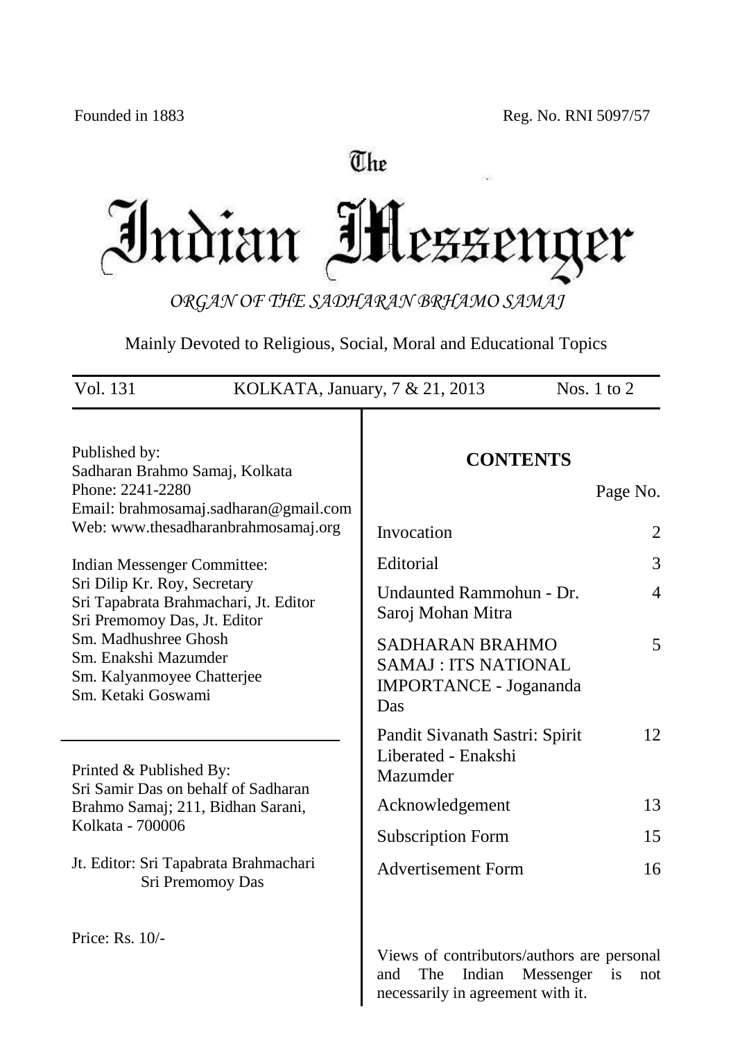Founded in 1883 Reg. No. RNI 5097/57

# The Indian Messenger

*ORGAN OF THE SADHARAN BRHAMO SAMAJ*

Mainly Devoted to Religious, Social, Moral and Educational Topics

Vol. 131 KOLKATA, January, 7 & 21, 2013 Nos. 1 to 2

Published by:
Sadharan Brahmo Samaj, Kolkata
Phone: 2241-2280
Email: brahmosamaj.sadharan@gmail.com
Web: www.thesadharanbrahmosamaj.org

Indian Messenger Committee:
Sri Dilip Kr. Roy, Secretary
Sri Tapabrata Brahmachari, Jt. Editor
Sri Premomoy Das, Jt. Editor
Sm. Madhushree Ghosh
Sm. Enakshi Mazumder
Sm. Kalyanmoyee Chatterjee
Sm. Ketaki Goswami

Printed & Published By:
Sri Samir Das on behalf of Sadharan Brahmo Samaj; 211, Bidhan Sarani, Kolkata - 700006

Jt. Editor: Sri Tapabrata Brahmachari
Sri Premomoy Das

Price: Rs. 10/-

## CONTENTS

| | Page No. |
|---|---|
| Invocation | 2 |
| Editorial | 3 |
| Undaunted Rammohun - Dr. Saroj Mohan Mitra | 4 |
| SADHARAN BRAHMO SAMAJ : ITS NATIONAL IMPORTANCE - Jogananda Das | 5 |
| Pandit Sivanath Sastri: Spirit Liberated - Enakshi Mazumder | 12 |
| Acknowledgement | 13 |
| Subscription Form | 15 |
| Advertisement Form | 16 |

Views of contributors/authors are personal and The Indian Messenger is not necessarily in agreement with it.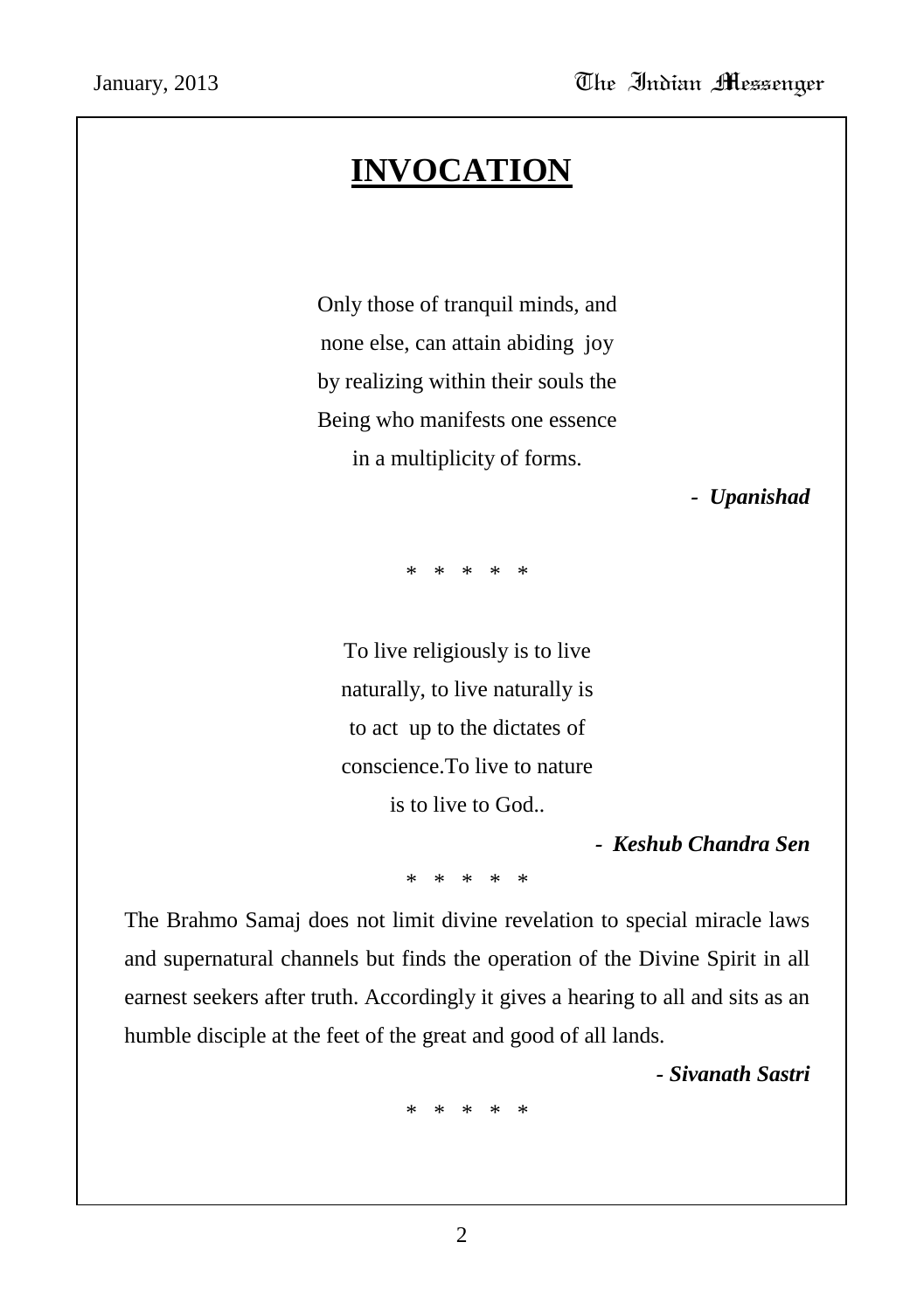# INVOCATION

Only those of tranquil minds, and
none else, can attain abiding joy
by realizing within their souls the
Being who manifests one essence
in a multiplicity of forms.

- ***Upanishad***

\* \* \* \* \*

To live religiously is to live
naturally, to live naturally is
to act up to the dictates of
conscience.To live to nature
is to live to God..

- ***Keshub Chandra Sen***

\* \* \* \* \*

The Brahmo Samaj does not limit divine revelation to special miracle laws and supernatural channels but finds the operation of the Divine Spirit in all earnest seekers after truth. Accordingly it gives a hearing to all and sits as an humble disciple at the feet of the great and good of all lands.

- ***Sivanath Sastri***

\* \* \* \* \*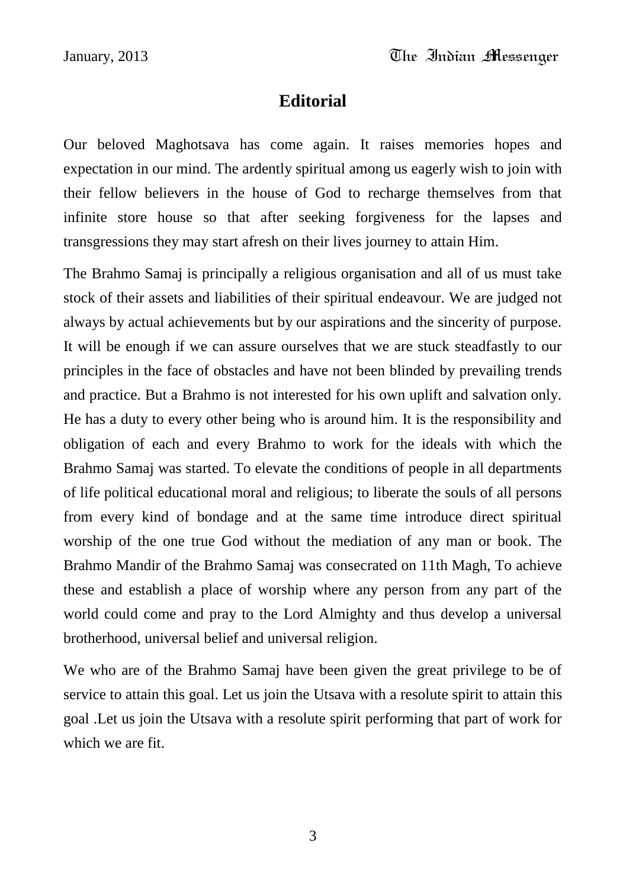# Editorial

Our beloved Maghotsava has come again. It raises memories hopes and expectation in our mind. The ardently spiritual among us eagerly wish to join with their fellow believers in the house of God to recharge themselves from that infinite store house so that after seeking forgiveness for the lapses and transgressions they may start afresh on their lives journey to attain Him.

The Brahmo Samaj is principally a religious organisation and all of us must take stock of their assets and liabilities of their spiritual endeavour. We are judged not always by actual achievements but by our aspirations and the sincerity of purpose. It will be enough if we can assure ourselves that we are stuck steadfastly to our principles in the face of obstacles and have not been blinded by prevailing trends and practice. But a Brahmo is not interested for his own uplift and salvation only. He has a duty to every other being who is around him. It is the responsibility and obligation of each and every Brahmo to work for the ideals with which the Brahmo Samaj was started. To elevate the conditions of people in all departments of life political educational moral and religious; to liberate the souls of all persons from every kind of bondage and at the same time introduce direct spiritual worship of the one true God without the mediation of any man or book. The Brahmo Mandir of the Brahmo Samaj was consecrated on 11th Magh, To achieve these and establish a place of worship where any person from any part of the world could come and pray to the Lord Almighty and thus develop a universal brotherhood, universal belief and universal religion.

We who are of the Brahmo Samaj have been given the great privilege to be of service to attain this goal. Let us join the Utsava with a resolute spirit to attain this goal .Let us join the Utsava with a resolute spirit performing that part of work for which we are fit.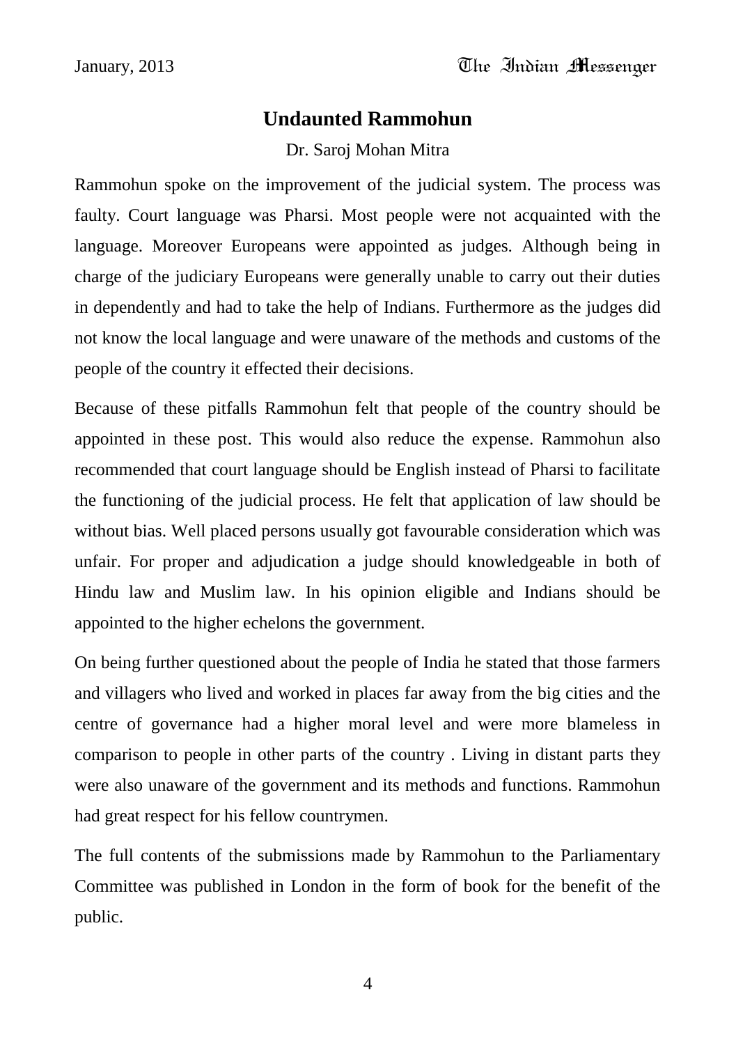## Undaunted Rammohun

Dr. Saroj Mohan Mitra

Rammohun spoke on the improvement of the judicial system. The process was faulty. Court language was Pharsi. Most people were not acquainted with the language. Moreover Europeans were appointed as judges. Although being in charge of the judiciary Europeans were generally unable to carry out their duties in dependently and had to take the help of Indians. Furthermore as the judges did not know the local language and were unaware of the methods and customs of the people of the country it effected their decisions.

Because of these pitfalls Rammohun felt that people of the country should be appointed in these post. This would also reduce the expense. Rammohun also recommended that court language should be English instead of Pharsi to facilitate the functioning of the judicial process. He felt that application of law should be without bias. Well placed persons usually got favourable consideration which was unfair. For proper and adjudication a judge should knowledgeable in both of Hindu law and Muslim law. In his opinion eligible and Indians should be appointed to the higher echelons the government.

On being further questioned about the people of India he stated that those farmers and villagers who lived and worked in places far away from the big cities and the centre of governance had a higher moral level and were more blameless in comparison to people in other parts of the country . Living in distant parts they were also unaware of the government and its methods and functions. Rammohun had great respect for his fellow countrymen.

The full contents of the submissions made by Rammohun to the Parliamentary Committee was published in London in the form of book for the benefit of the public.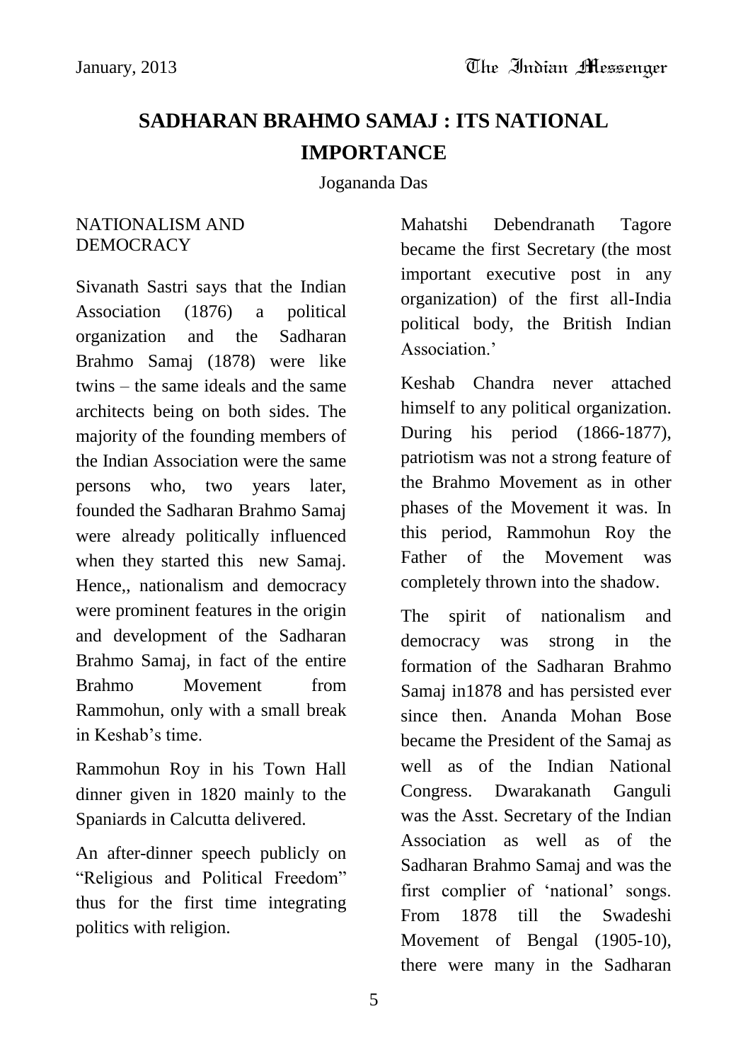# SADHARAN BRAHMO SAMAJ : ITS NATIONAL IMPORTANCE

Jogananda Das

## NATIONALISM AND DEMOCRACY

Sivanath Sastri says that the Indian Association (1876) a political organization and the Sadharan Brahmo Samaj (1878) were like twins – the same ideals and the same architects being on both sides. The majority of the founding members of the Indian Association were the same persons who, two years later, founded the Sadharan Brahmo Samaj were already politically influenced when they started this new Samaj. Hence,, nationalism and democracy were prominent features in the origin and development of the Sadharan Brahmo Samaj, in fact of the entire Brahmo Movement from Rammohun, only with a small break in Keshab's time.

Rammohun Roy in his Town Hall dinner given in 1820 mainly to the Spaniards in Calcutta delivered.

An after-dinner speech publicly on "Religious and Political Freedom" thus for the first time integrating politics with religion.

Mahatshi Debendranath Tagore became the first Secretary (the most important executive post in any organization) of the first all-India political body, the British Indian Association.'

Keshab Chandra never attached himself to any political organization. During his period (1866-1877), patriotism was not a strong feature of the Brahmo Movement as in other phases of the Movement it was. In this period, Rammohun Roy the Father of the Movement was completely thrown into the shadow.

The spirit of nationalism and democracy was strong in the formation of the Sadharan Brahmo Samaj in1878 and has persisted ever since then. Ananda Mohan Bose became the President of the Samaj as well as of the Indian National Congress. Dwarakanath Ganguli was the Asst. Secretary of the Indian Association as well as of the Sadharan Brahmo Samaj and was the first complier of 'national' songs. From 1878 till the Swadeshi Movement of Bengal (1905-10), there were many in the Sadharan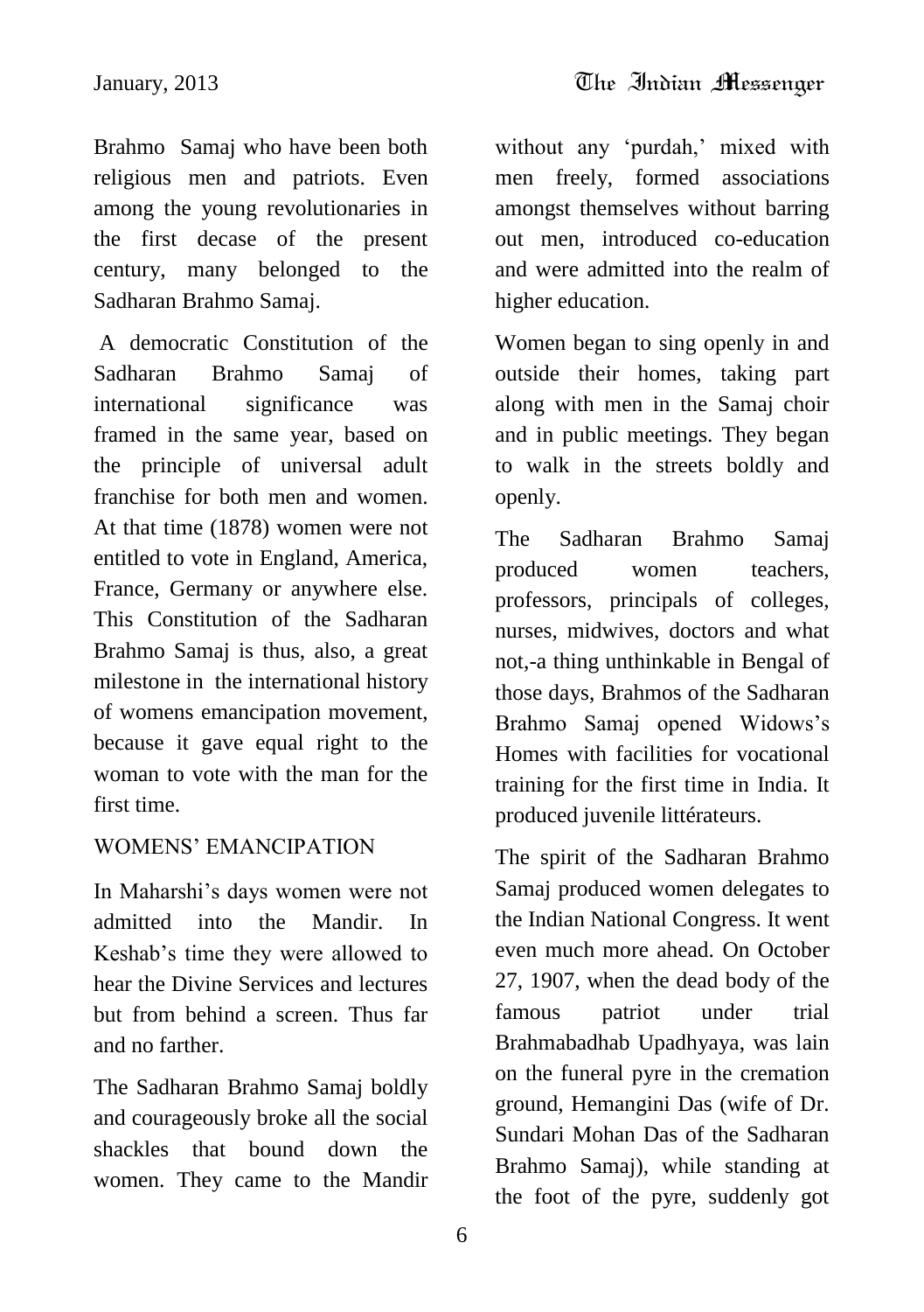Brahmo Samaj who have been both religious men and patriots. Even among the young revolutionaries in the first decase of the present century, many belonged to the Sadharan Brahmo Samaj.

A democratic Constitution of the Sadharan Brahmo Samaj of international significance was framed in the same year, based on the principle of universal adult franchise for both men and women. At that time (1878) women were not entitled to vote in England, America, France, Germany or anywhere else. This Constitution of the Sadharan Brahmo Samaj is thus, also, a great milestone in the international history of womens emancipation movement, because it gave equal right to the woman to vote with the man for the first time.

## WOMENS' EMANCIPATION

In Maharshi's days women were not admitted into the Mandir. In Keshab's time they were allowed to hear the Divine Services and lectures but from behind a screen. Thus far and no farther.

The Sadharan Brahmo Samaj boldly and courageously broke all the social shackles that bound down the women. They came to the Mandir without any 'purdah,' mixed with men freely, formed associations amongst themselves without barring out men, introduced co-education and were admitted into the realm of higher education.

Women began to sing openly in and outside their homes, taking part along with men in the Samaj choir and in public meetings. They began to walk in the streets boldly and openly.

The Sadharan Brahmo Samaj produced women teachers, professors, principals of colleges, nurses, midwives, doctors and what not,-a thing unthinkable in Bengal of those days, Brahmos of the Sadharan Brahmo Samaj opened Widows's Homes with facilities for vocational training for the first time in India. It produced juvenile littérateurs.

The spirit of the Sadharan Brahmo Samaj produced women delegates to the Indian National Congress. It went even much more ahead. On October 27, 1907, when the dead body of the famous patriot under trial Brahmabadhab Upadhyaya, was lain on the funeral pyre in the cremation ground, Hemangini Das (wife of Dr. Sundari Mohan Das of the Sadharan Brahmo Samaj), while standing at the foot of the pyre, suddenly got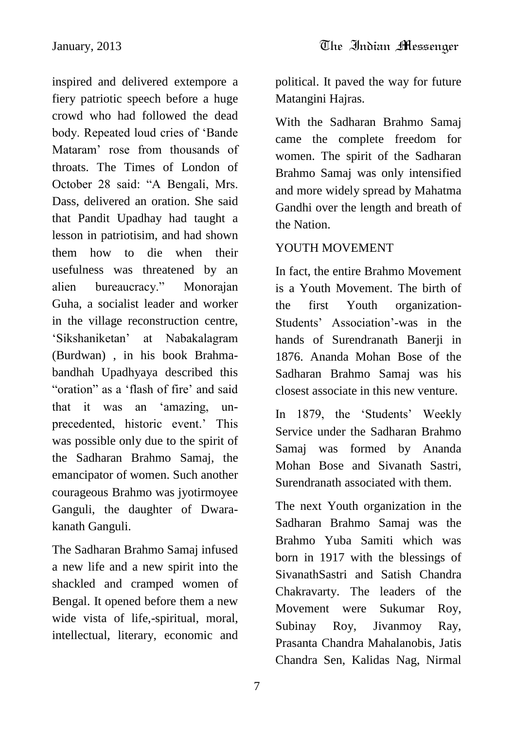inspired and delivered extempore a fiery patriotic speech before a huge crowd who had followed the dead body. Repeated loud cries of 'Bande Mataram' rose from thousands of throats. The Times of London of October 28 said: "A Bengali, Mrs. Dass, delivered an oration. She said that Pandit Upadhay had taught a lesson in patriotisim, and had shown them how to die when their usefulness was threatened by an alien bureaucracy." Monorajan Guha, a socialist leader and worker in the village reconstruction centre, 'Sikshaniketan' at Nabakalagram (Burdwan) , in his book Brahmabandhah Upadhyaya described this "oration" as a 'flash of fire' and said that it was an 'amazing, unprecedented, historic event.' This was possible only due to the spirit of the Sadharan Brahmo Samaj, the emancipator of women. Such another courageous Brahmo was jyotirmoyee Ganguli, the daughter of Dwarakanath Ganguli.

The Sadharan Brahmo Samaj infused a new life and a new spirit into the shackled and cramped women of Bengal. It opened before them a new wide vista of life,-spiritual, moral, intellectual, literary, economic and political. It paved the way for future Matangini Hajras.

With the Sadharan Brahmo Samaj came the complete freedom for women. The spirit of the Sadharan Brahmo Samaj was only intensified and more widely spread by Mahatma Gandhi over the length and breath of the Nation.

## YOUTH MOVEMENT

In fact, the entire Brahmo Movement is a Youth Movement. The birth of the first Youth organization- Students' Association'-was in the hands of Surendranath Banerji in 1876. Ananda Mohan Bose of the Sadharan Brahmo Samaj was his closest associate in this new venture.

In 1879, the 'Students' Weekly Service under the Sadharan Brahmo Samaj was formed by Ananda Mohan Bose and Sivanath Sastri, Surendranath associated with them.

The next Youth organization in the Sadharan Brahmo Samaj was the Brahmo Yuba Samiti which was born in 1917 with the blessings of SivanathSastri and Satish Chandra Chakravarty. The leaders of the Movement were Sukumar Roy, Subinay Roy, Jivanmoy Ray, Prasanta Chandra Mahalanobis, Jatis Chandra Sen, Kalidas Nag, Nirmal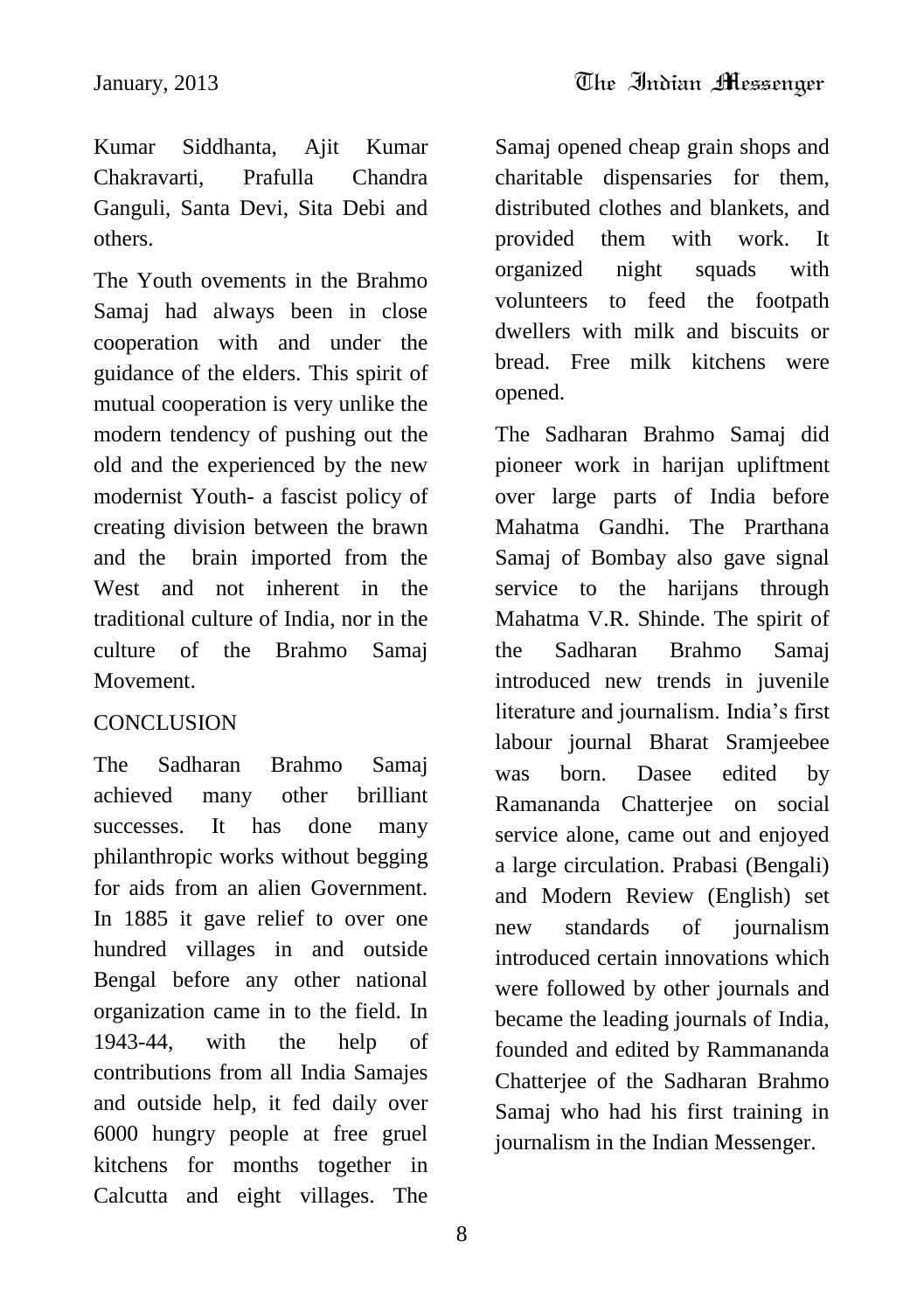Kumar Siddhanta, Ajit Kumar Chakravarti, Prafulla Chandra Ganguli, Santa Devi, Sita Debi and others.

The Youth ovements in the Brahmo Samaj had always been in close cooperation with and under the guidance of the elders. This spirit of mutual cooperation is very unlike the modern tendency of pushing out the old and the experienced by the new modernist Youth- a fascist policy of creating division between the brawn and the brain imported from the West and not inherent in the traditional culture of India, nor in the culture of the Brahmo Samaj Movement.

## CONCLUSION

The Sadharan Brahmo Samaj achieved many other brilliant successes. It has done many philanthropic works without begging for aids from an alien Government. In 1885 it gave relief to over one hundred villages in and outside Bengal before any other national organization came in to the field. In 1943-44, with the help of contributions from all India Samajes and outside help, it fed daily over 6000 hungry people at free gruel kitchens for months together in Calcutta and eight villages. The Samaj opened cheap grain shops and charitable dispensaries for them, distributed clothes and blankets, and provided them with work. It organized night squads with volunteers to feed the footpath dwellers with milk and biscuits or bread. Free milk kitchens were opened.

The Sadharan Brahmo Samaj did pioneer work in harijan upliftment over large parts of India before Mahatma Gandhi. The Prarthana Samaj of Bombay also gave signal service to the harijans through Mahatma V.R. Shinde. The spirit of the Sadharan Brahmo Samaj introduced new trends in juvenile literature and journalism. India's first labour journal Bharat Sramjeebee was born. Dasee edited by Ramananda Chatterjee on social service alone, came out and enjoyed a large circulation. Prabasi (Bengali) and Modern Review (English) set new standards of journalism introduced certain innovations which were followed by other journals and became the leading journals of India, founded and edited by Rammananda Chatterjee of the Sadharan Brahmo Samaj who had his first training in journalism in the Indian Messenger.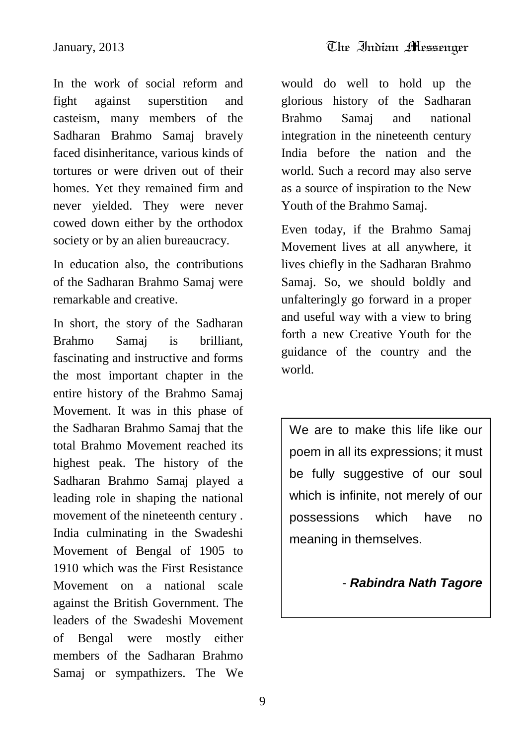In the work of social reform and fight against superstition and casteism, many members of the Sadharan Brahmo Samaj bravely faced disinheritance, various kinds of tortures or were driven out of their homes. Yet they remained firm and never yielded. They were never cowed down either by the orthodox society or by an alien bureaucracy.

In education also, the contributions of the Sadharan Brahmo Samaj were remarkable and creative.

In short, the story of the Sadharan Brahmo Samaj is brilliant, fascinating and instructive and forms the most important chapter in the entire history of the Brahmo Samaj Movement. It was in this phase of the Sadharan Brahmo Samaj that the total Brahmo Movement reached its highest peak. The history of the Sadharan Brahmo Samaj played a leading role in shaping the national movement of the nineteenth century . India culminating in the Swadeshi Movement of Bengal of 1905 to 1910 which was the First Resistance Movement on a national scale against the British Government. The leaders of the Swadeshi Movement of Bengal were mostly either members of the Sadharan Brahmo Samaj or sympathizers. The We would do well to hold up the glorious history of the Sadharan Brahmo Samaj and national integration in the nineteenth century India before the nation and the world. Such a record may also serve as a source of inspiration to the New Youth of the Brahmo Samaj.

Even today, if the Brahmo Samaj Movement lives at all anywhere, it lives chiefly in the Sadharan Brahmo Samaj. So, we should boldly and unfalteringly go forward in a proper and useful way with a view to bring forth a new Creative Youth for the guidance of the country and the world.

> We are to make this life like our poem in all its expressions; it must be fully suggestive of our soul which is infinite, not merely of our possessions which have no meaning in themselves.
>
> - ***Rabindra Nath Tagore***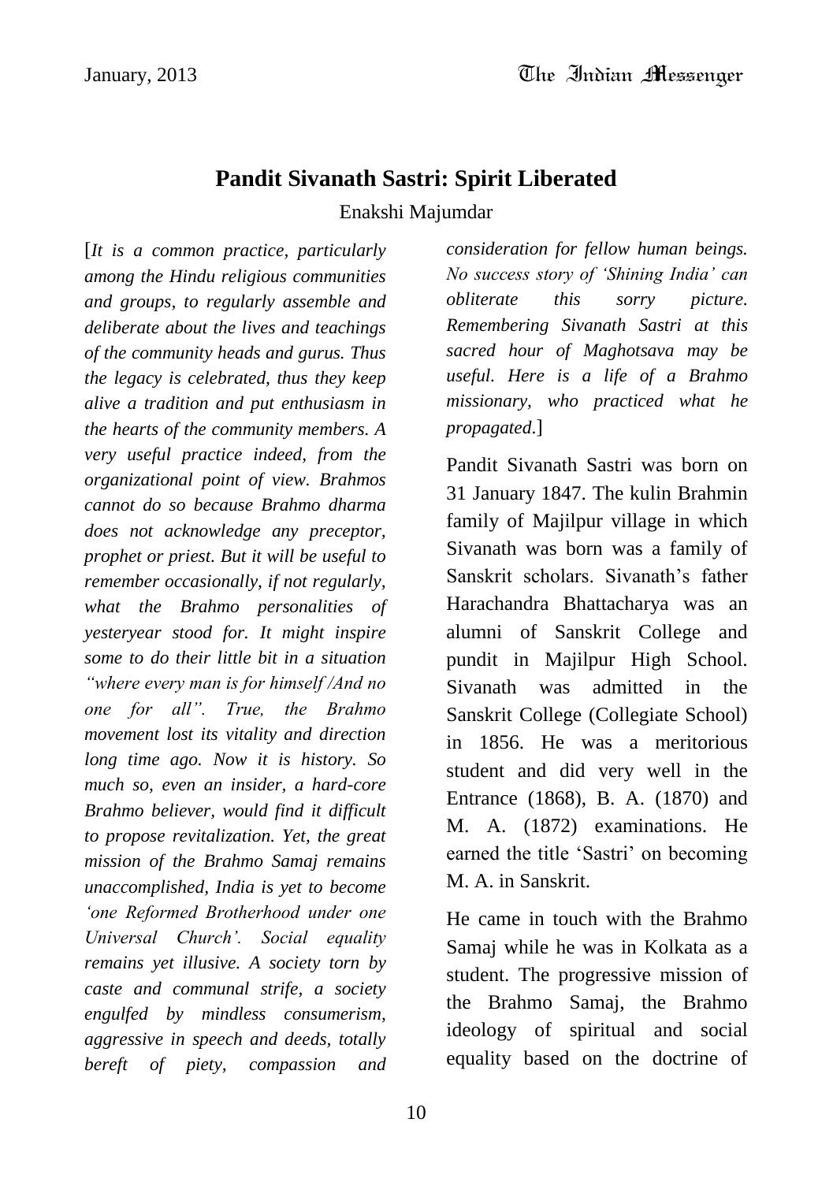# Pandit Sivanath Sastri: Spirit Liberated

Enakshi Majumdar

[*It is a common practice, particularly among the Hindu religious communities and groups, to regularly assemble and deliberate about the lives and teachings of the community heads and gurus. Thus the legacy is celebrated, thus they keep alive a tradition and put enthusiasm in the hearts of the community members. A very useful practice indeed, from the organizational point of view. Brahmos cannot do so because Brahmo dharma does not acknowledge any preceptor, prophet or priest. But it will be useful to remember occasionally, if not regularly, what the Brahmo personalities of yesteryear stood for. It might inspire some to do their little bit in a situation "where every man is for himself /And no one for all". True, the Brahmo movement lost its vitality and direction long time ago. Now it is history. So much so, even an insider, a hard-core Brahmo believer, would find it difficult to propose revitalization. Yet, the great mission of the Brahmo Samaj remains unaccomplished, India is yet to become 'one Reformed Brotherhood under one Universal Church'. Social equality remains yet illusive. A society torn by caste and communal strife, a society engulfed by mindless consumerism, aggressive in speech and deeds, totally bereft of piety, compassion and consideration for fellow human beings. No success story of 'Shining India' can obliterate this sorry picture. Remembering Sivanath Sastri at this sacred hour of Maghotsava may be useful. Here is a life of a Brahmo missionary, who practiced what he propagated*.]

Pandit Sivanath Sastri was born on 31 January 1847. The kulin Brahmin family of Majilpur village in which Sivanath was born was a family of Sanskrit scholars. Sivanath's father Harachandra Bhattacharya was an alumni of Sanskrit College and pundit in Majilpur High School. Sivanath was admitted in the Sanskrit College (Collegiate School) in 1856. He was a meritorious student and did very well in the Entrance (1868), B. A. (1870) and M. A. (1872) examinations. He earned the title 'Sastri' on becoming M. A. in Sanskrit.

He came in touch with the Brahmo Samaj while he was in Kolkata as a student. The progressive mission of the Brahmo Samaj, the Brahmo ideology of spiritual and social equality based on the doctrine of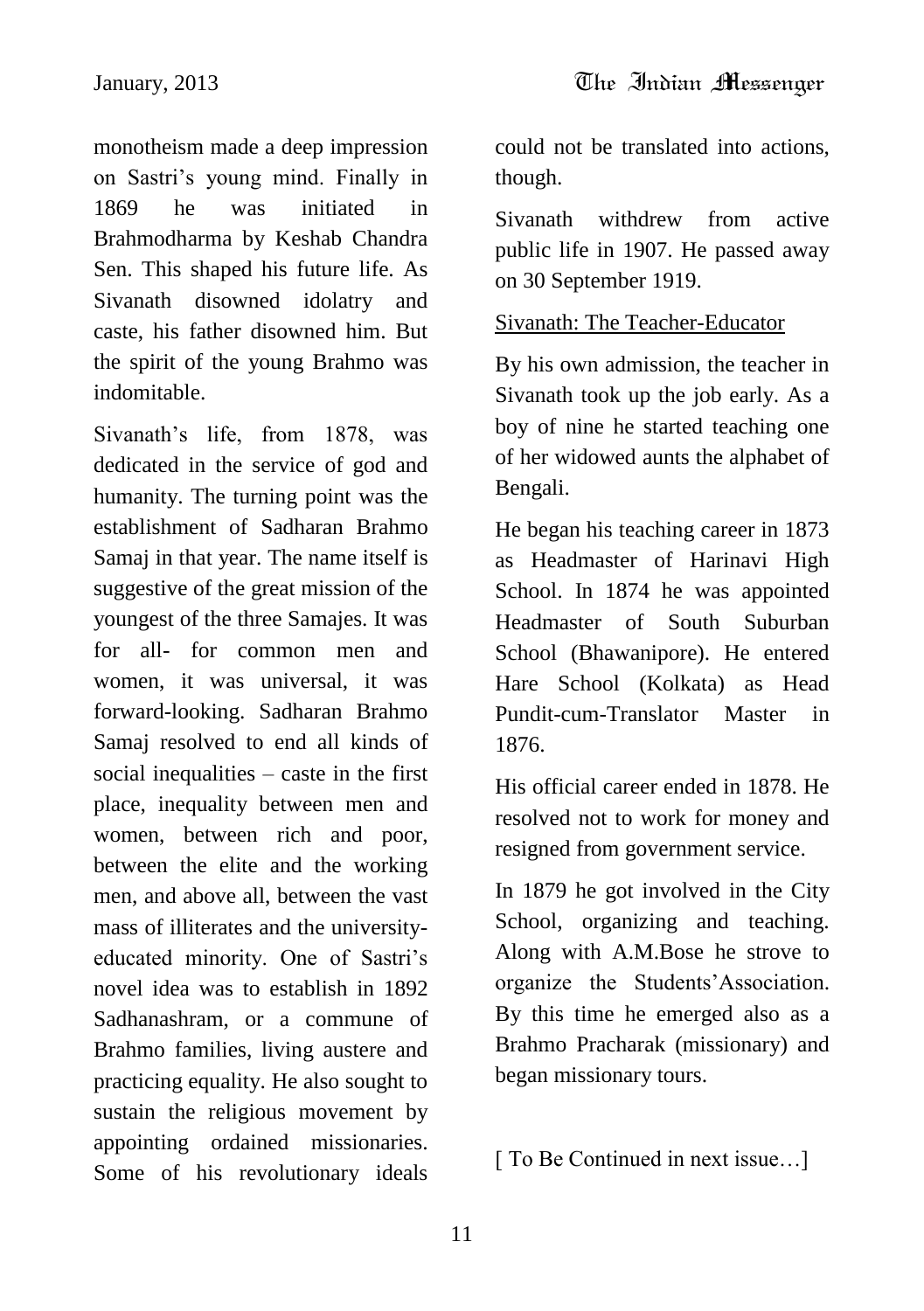monotheism made a deep impression on Sastri's young mind. Finally in 1869 he was initiated in Brahmodharma by Keshab Chandra Sen. This shaped his future life. As Sivanath disowned idolatry and caste, his father disowned him. But the spirit of the young Brahmo was indomitable.

Sivanath's life, from 1878, was dedicated in the service of god and humanity. The turning point was the establishment of Sadharan Brahmo Samaj in that year. The name itself is suggestive of the great mission of the youngest of the three Samajes. It was for all- for common men and women, it was universal, it was forward-looking. Sadharan Brahmo Samaj resolved to end all kinds of social inequalities – caste in the first place, inequality between men and women, between rich and poor, between the elite and the working men, and above all, between the vast mass of illiterates and the university-educated minority. One of Sastri's novel idea was to establish in 1892 Sadhanashram, or a commune of Brahmo families, living austere and practicing equality. He also sought to sustain the religious movement by appointing ordained missionaries. Some of his revolutionary ideals could not be translated into actions, though.

Sivanath withdrew from active public life in 1907. He passed away on 30 September 1919.

<u>Sivanath: The Teacher-Educator</u>

By his own admission, the teacher in Sivanath took up the job early. As a boy of nine he started teaching one of her widowed aunts the alphabet of Bengali.

He began his teaching career in 1873 as Headmaster of Harinavi High School. In 1874 he was appointed Headmaster of South Suburban School (Bhawanipore). He entered Hare School (Kolkata) as Head Pundit-cum-Translator Master in 1876.

His official career ended in 1878. He resolved not to work for money and resigned from government service.

In 1879 he got involved in the City School, organizing and teaching. Along with A.M.Bose he strove to organize the Students'Association. By this time he emerged also as a Brahmo Pracharak (missionary) and began missionary tours.

[ To Be Continued in next issue…]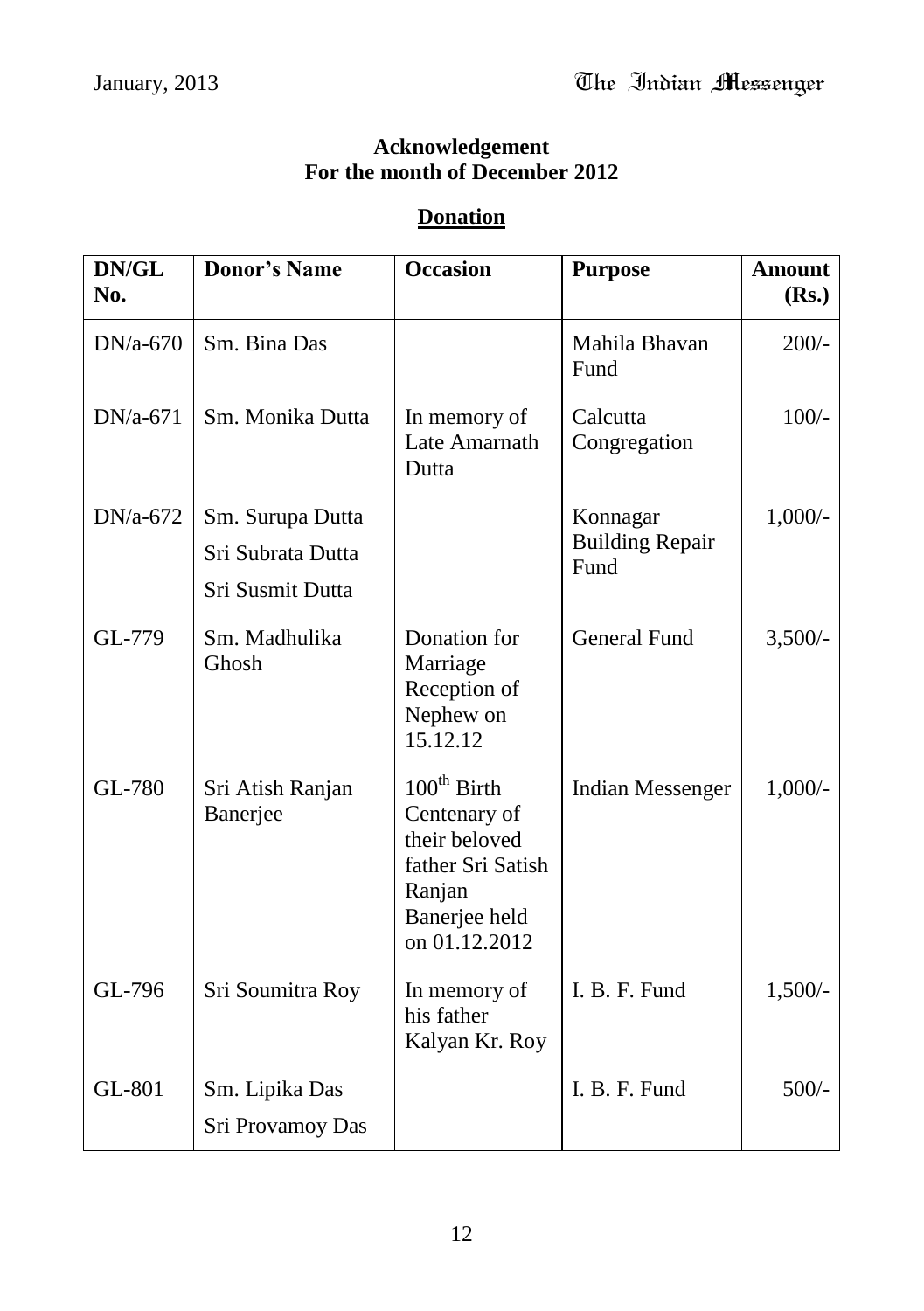**Acknowledgement**
**For the month of December 2012**

## Donation

| DN/GL No. | Donor's Name | Occasion | Purpose | Amount (Rs.) |
|---|---|---|---|---|
| DN/a-670 | Sm. Bina Das | | Mahila Bhavan Fund | 200/- |
| DN/a-671 | Sm. Monika Dutta | In memory of Late Amarnath Dutta | Calcutta Congregation | 100/- |
| DN/a-672 | Sm. Surupa Dutta<br>Sri Subrata Dutta<br>Sri Susmit Dutta | | Konnagar Building Repair Fund | 1,000/- |
| GL-779 | Sm. Madhulika Ghosh | Donation for Marriage Reception of Nephew on 15.12.12 | General Fund | 3,500/- |
| GL-780 | Sri Atish Ranjan Banerjee | 100th Birth Centenary of their beloved father Sri Satish Ranjan Banerjee held on 01.12.2012 | Indian Messenger | 1,000/- |
| GL-796 | Sri Soumitra Roy | In memory of his father Kalyan Kr. Roy | I. B. F. Fund | 1,500/- |
| GL-801 | Sm. Lipika Das<br>Sri Provamoy Das | | I. B. F. Fund | 500/- |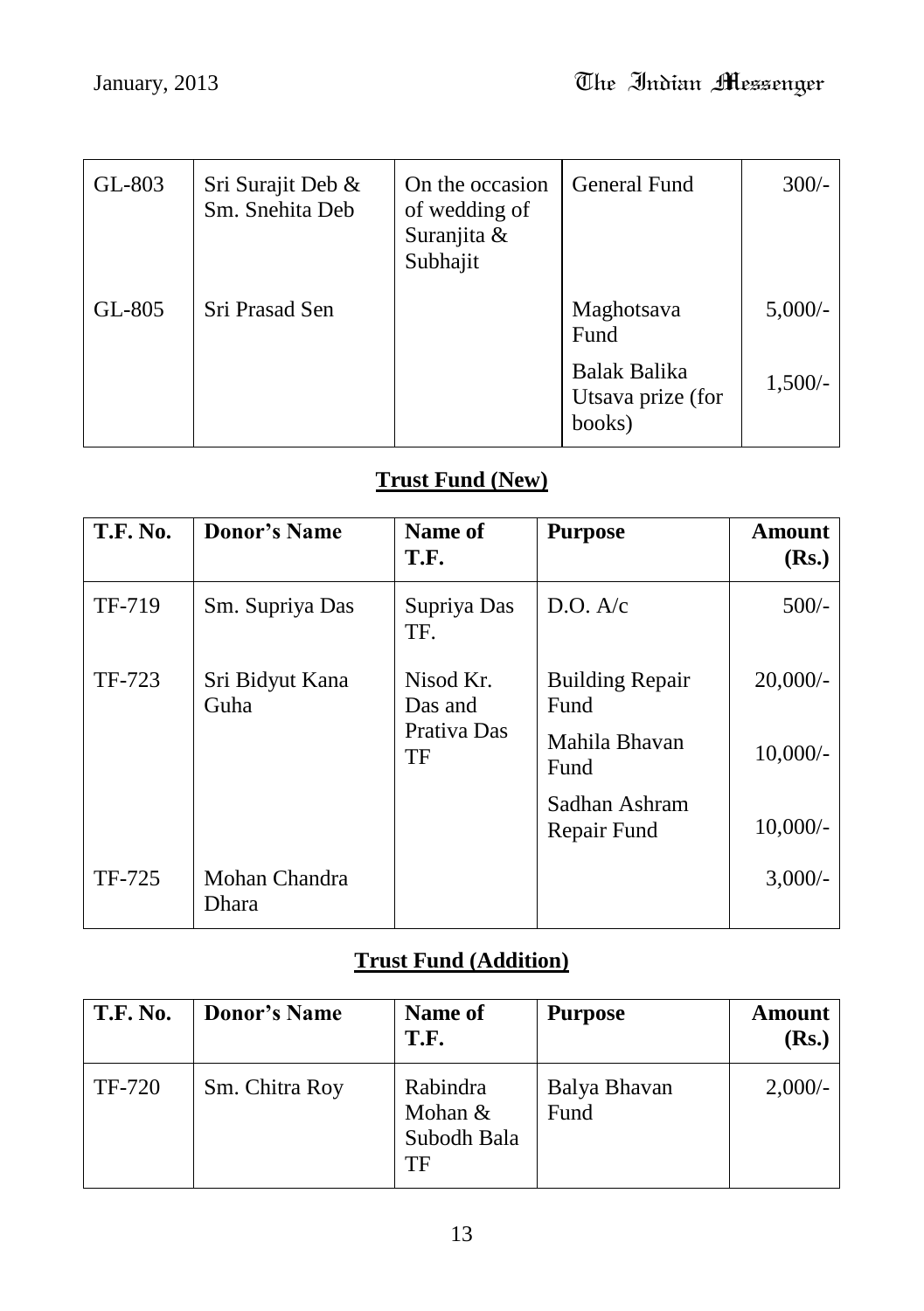| | | | | |
|---|---|---|---|---|
| GL-803 | Sri Surajit Deb & Sm. Snehita Deb | On the occasion of wedding of Suranjita & Subhajit | General Fund | 300/- |
| GL-805 | Sri Prasad Sen | | Maghotsava Fund | 5,000/- |
| | | | Balak Balika Utsava prize (for books) | 1,500/- |

## Trust Fund (New)

| T.F. No. | Donor's Name | Name of T.F. | Purpose | Amount (Rs.) |
|---|---|---|---|---|
| TF-719 | Sm. Supriya Das | Supriya Das TF. | D.O. A/c | 500/- |
| TF-723 | Sri Bidyut Kana Guha | Nisod Kr. Das and Prativa Das TF | Building Repair Fund | 20,000/- |
| | | | Mahila Bhavan Fund | 10,000/- |
| | | | Sadhan Ashram Repair Fund | 10,000/- |
| TF-725 | Mohan Chandra Dhara | | | 3,000/- |

## Trust Fund (Addition)

| T.F. No. | Donor's Name | Name of T.F. | Purpose | Amount (Rs.) |
|---|---|---|---|---|
| TF-720 | Sm. Chitra Roy | Rabindra Mohan & Subodh Bala TF | Balya Bhavan Fund | 2,000/- |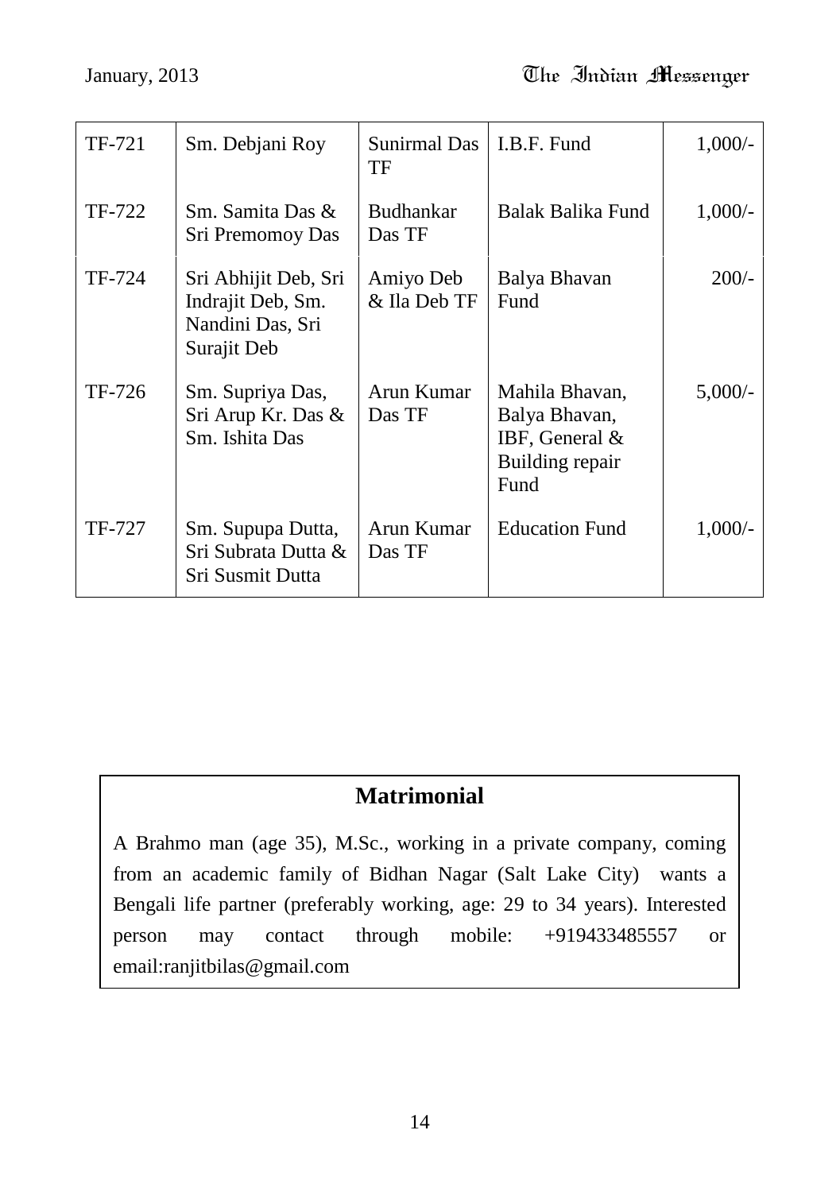| TF-721 | Sm. Debjani Roy | Sunirmal Das TF | I.B.F. Fund | 1,000/- |
|---|---|---|---|---|
| TF-722 | Sm. Samita Das & Sri Premomoy Das | Budhankar Das TF | Balak Balika Fund | 1,000/- |
| TF-724 | Sri Abhijit Deb, Sri Indrajit Deb, Sm. Nandini Das, Sri Surajit Deb | Amiyo Deb & Ila Deb TF | Balya Bhavan Fund | 200/- |
| TF-726 | Sm. Supriya Das, Sri Arup Kr. Das & Sm. Ishita Das | Arun Kumar Das TF | Mahila Bhavan, Balya Bhavan, IBF, General & Building repair Fund | 5,000/- |
| TF-727 | Sm. Supupa Dutta, Sri Subrata Dutta & Sri Susmit Dutta | Arun Kumar Das TF | Education Fund | 1,000/- |

## Matrimonial

A Brahmo man (age 35), M.Sc., working in a private company, coming from an academic family of Bidhan Nagar (Salt Lake City) wants a Bengali life partner (preferably working, age: 29 to 34 years). Interested person may contact through mobile: +919433485557 or email:ranjitbilas@gmail.com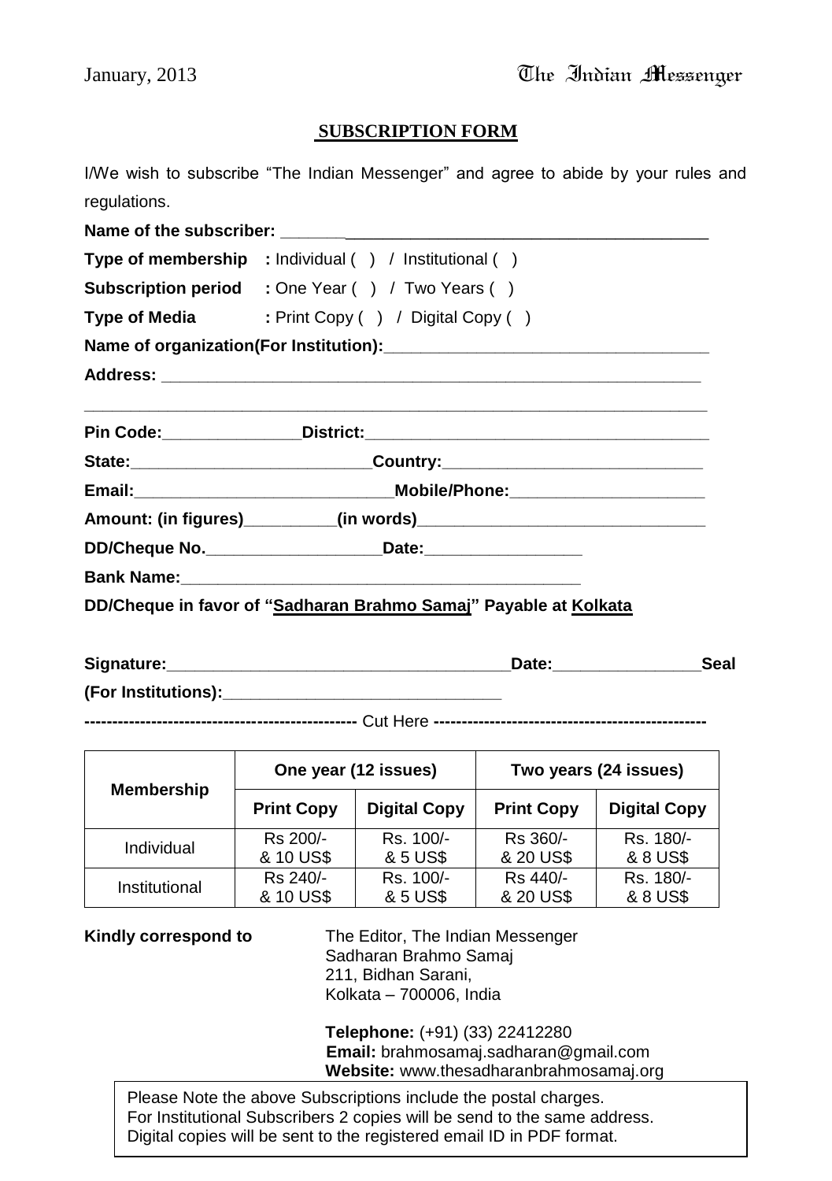## SUBSCRIPTION FORM

I/We wish to subscribe "The Indian Messenger" and agree to abide by your rules and regulations.

**Name of the subscriber:** ________________________________________________

**Type of membership** : Individual ( ) / Institutional ( )

**Subscription period** : One Year ( ) / Two Years ( )

**Type of Media** : Print Copy ( ) / Digital Copy ( )

**Name of organization(For Institution):**____________________________________

**Address:** ____________________________________________________________

_______________________________________________________________________

**Pin Code:**_______________**District:**_______________________________________

**State:**__________________________**Country:**____________________________

**Email:**____________________________**Mobile/Phone:**_____________________

**Amount: (in figures)**__________**(in words)**_________________________________

**DD/Cheque No.**___________________**Date:**_________________

**Bank Name:**_____________________________________________

**DD/Cheque in favor of "Sadharan Brahmo Samaj" Payable at Kolkata**

**Signature:**______________________________________**Date:**________________**Seal**

**(For Institutions):**_______________________________

------------------------------------------------ Cut Here ------------------------------------------------

| Membership | One year (12 issues) | | Two years (24 issues) | |
|---|---|---|---|---|
| | **Print Copy** | **Digital Copy** | **Print Copy** | **Digital Copy** |
| Individual | Rs 200/- & 10 US$ | Rs. 100/- & 5 US$ | Rs 360/- & 20 US$ | Rs. 180/- & 8 US$ |
| Institutional | Rs 240/- & 10 US$ | Rs. 100/- & 5 US$ | Rs 440/- & 20 US$ | Rs. 180/- & 8 US$ |

**Kindly correspond to**

The Editor, The Indian Messenger
Sadharan Brahmo Samaj
211, Bidhan Sarani,
Kolkata – 700006, India

**Telephone:** (+91) (33) 22412280
**Email:** brahmosamaj.sadharan@gmail.com
**Website:** www.thesadharanbrahmosamaj.org

Please Note the above Subscriptions include the postal charges.
For Institutional Subscribers 2 copies will be send to the same address.
Digital copies will be sent to the registered email ID in PDF format.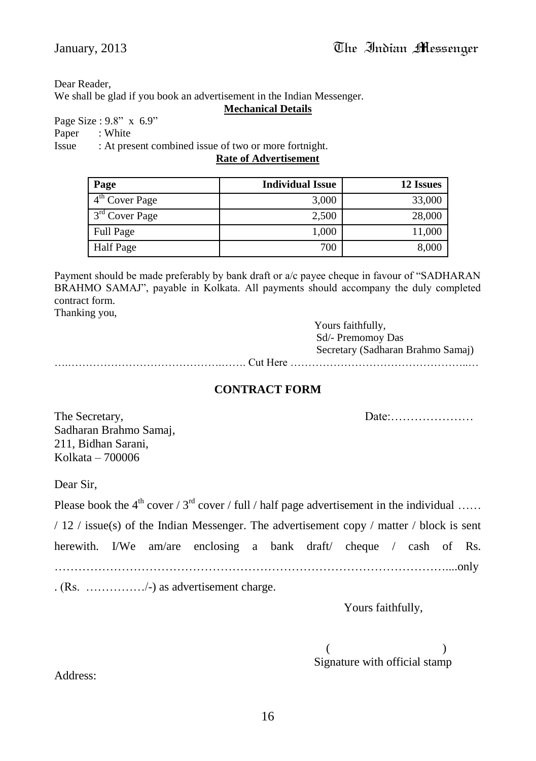Dear Reader,

We shall be glad if you book an advertisement in the Indian Messenger.

**Mechanical Details**

Page Size : 9.8" x 6.9"

Paper : White

Issue : At present combined issue of two or more fortnight.

**Rate of Advertisement**

| Page | Individual Issue | 12 Issues |
|---|---|---|
| 4th Cover Page | 3,000 | 33,000 |
| 3rd Cover Page | 2,500 | 28,000 |
| Full Page | 1,000 | 11,000 |
| Half Page | 700 | 8,000 |

Payment should be made preferably by bank draft or a/c payee cheque in favour of "SADHARAN BRAHMO SAMAJ", payable in Kolkata. All payments should accompany the duly completed contract form.

Thanking you,

Yours faithfully,
Sd/- Premomoy Das
Secretary (Sadharan Brahmo Samaj)

……………………………………………. Cut Here ……………………………………………

## CONTRACT FORM

The Secretary,
Sadharan Brahmo Samaj,
211, Bidhan Sarani,
Kolkata – 700006

Date:…………………

Dear Sir,

Please book the 4th cover / 3rd cover / full / half page advertisement in the individual …… / 12 / issue(s) of the Indian Messenger. The advertisement copy / matter / block is sent herewith. I/We am/are enclosing a bank draft/ cheque / cash of Rs. ……………………………………………………………………………………....only . (Rs. ……………/-) as advertisement charge.

Yours faithfully,

( )
Signature with official stamp

Address: